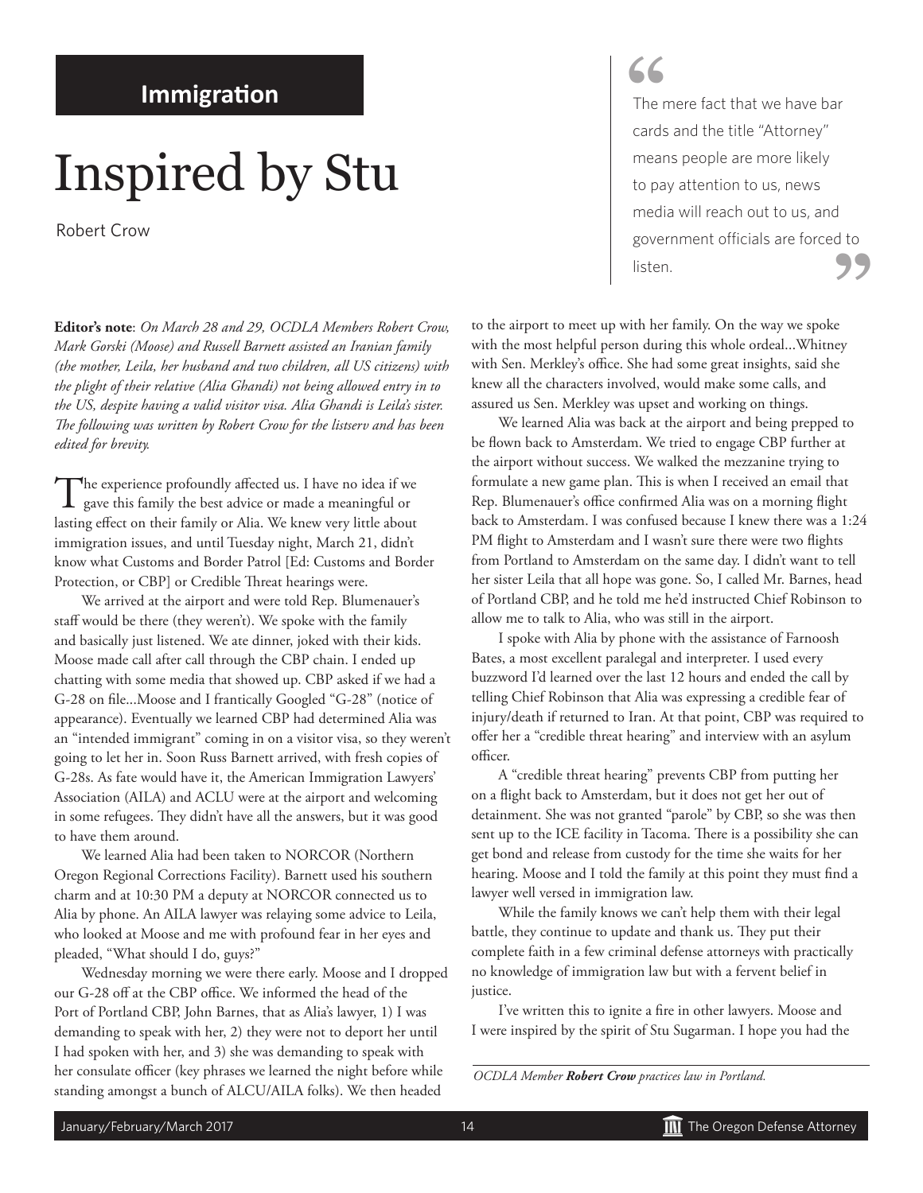**Immigration**

# Inspired by Stu

Robert Crow

> The mere fact that we have bar cards and the title "Attorney" means people are more likely to pay attention to us, news media will reach out to us, and government officials are forced to listen.

**Editor's note**: *On March 28 and 29, OCDLA Members Robert Crow, Mark Gorski (Moose) and Russell Barnett assisted an Iranian family (the mother, Leila, her husband and two children, all US citizens) with the plight of their relative (Alia Ghandi) not being allowed entry in to the US, despite having a valid visitor visa. Alia Ghandi is Leila's sister. The following was written by Robert Crow for the listserv and has been edited for brevity.*

The experience profoundly affected us. I have no idea if we gave this family the best advice or made a meaningful or lasting effect on their family or Alia. We knew very little about immigration issues, and until Tuesday night, March 21, didn't know what Customs and Border Patrol [Ed: Customs and Border Protection, or CBP] or Credible Threat hearings were.

We arrived at the airport and were told Rep. Blumenauer's staff would be there (they weren't). We spoke with the family and basically just listened. We ate dinner, joked with their kids. Moose made call after call through the CBP chain. I ended up chatting with some media that showed up. CBP asked if we had a G-28 on file...Moose and I frantically Googled "G-28" (notice of appearance). Eventually we learned CBP had determined Alia was an "intended immigrant" coming in on a visitor visa, so they weren't going to let her in. Soon Russ Barnett arrived, with fresh copies of G-28s. As fate would have it, the American Immigration Lawyers' Association (AILA) and ACLU were at the airport and welcoming in some refugees. They didn't have all the answers, but it was good to have them around.

We learned Alia had been taken to NORCOR (Northern Oregon Regional Corrections Facility). Barnett used his southern charm and at 10:30 PM a deputy at NORCOR connected us to Alia by phone. An AILA lawyer was relaying some advice to Leila, who looked at Moose and me with profound fear in her eyes and pleaded, "What should I do, guys?"

Wednesday morning we were there early. Moose and I dropped our G-28 off at the CBP office. We informed the head of the Port of Portland CBP, John Barnes, that as Alia's lawyer, 1) I was demanding to speak with her, 2) they were not to deport her until I had spoken with her, and 3) she was demanding to speak with her consulate officer (key phrases we learned the night before while standing amongst a bunch of ALCU/AILA folks). We then headed to the airport to meet up with her family. On the way we spoke with the most helpful person during this whole ordeal...Whitney with Sen. Merkley's office. She had some great insights, said she knew all the characters involved, would make some calls, and assured us Sen. Merkley was upset and working on things.

We learned Alia was back at the airport and being prepped to be flown back to Amsterdam. We tried to engage CBP further at the airport without success. We walked the mezzanine trying to formulate a new game plan. This is when I received an email that Rep. Blumenauer's office confirmed Alia was on a morning flight back to Amsterdam. I was confused because I knew there was a 1:24 PM flight to Amsterdam and I wasn't sure there were two flights from Portland to Amsterdam on the same day. I didn't want to tell her sister Leila that all hope was gone. So, I called Mr. Barnes, head of Portland CBP, and he told me he'd instructed Chief Robinson to allow me to talk to Alia, who was still in the airport.

I spoke with Alia by phone with the assistance of Farnoosh Bates, a most excellent paralegal and interpreter. I used every buzzword I'd learned over the last 12 hours and ended the call by telling Chief Robinson that Alia was expressing a credible fear of injury/death if returned to Iran. At that point, CBP was required to offer her a "credible threat hearing" and interview with an asylum officer.

A "credible threat hearing" prevents CBP from putting her on a flight back to Amsterdam, but it does not get her out of detainment. She was not granted "parole" by CBP, so she was then sent up to the ICE facility in Tacoma. There is a possibility she can get bond and release from custody for the time she waits for her hearing. Moose and I told the family at this point they must find a lawyer well versed in immigration law.

While the family knows we can't help them with their legal battle, they continue to update and thank us. They put their complete faith in a few criminal defense attorneys with practically no knowledge of immigration law but with a fervent belief in justice.

I've written this to ignite a fire in other lawyers. Moose and I were inspired by the spirit of Stu Sugarman. I hope you had the

*OCDLA Member **Robert Crow** practices law in Portland.*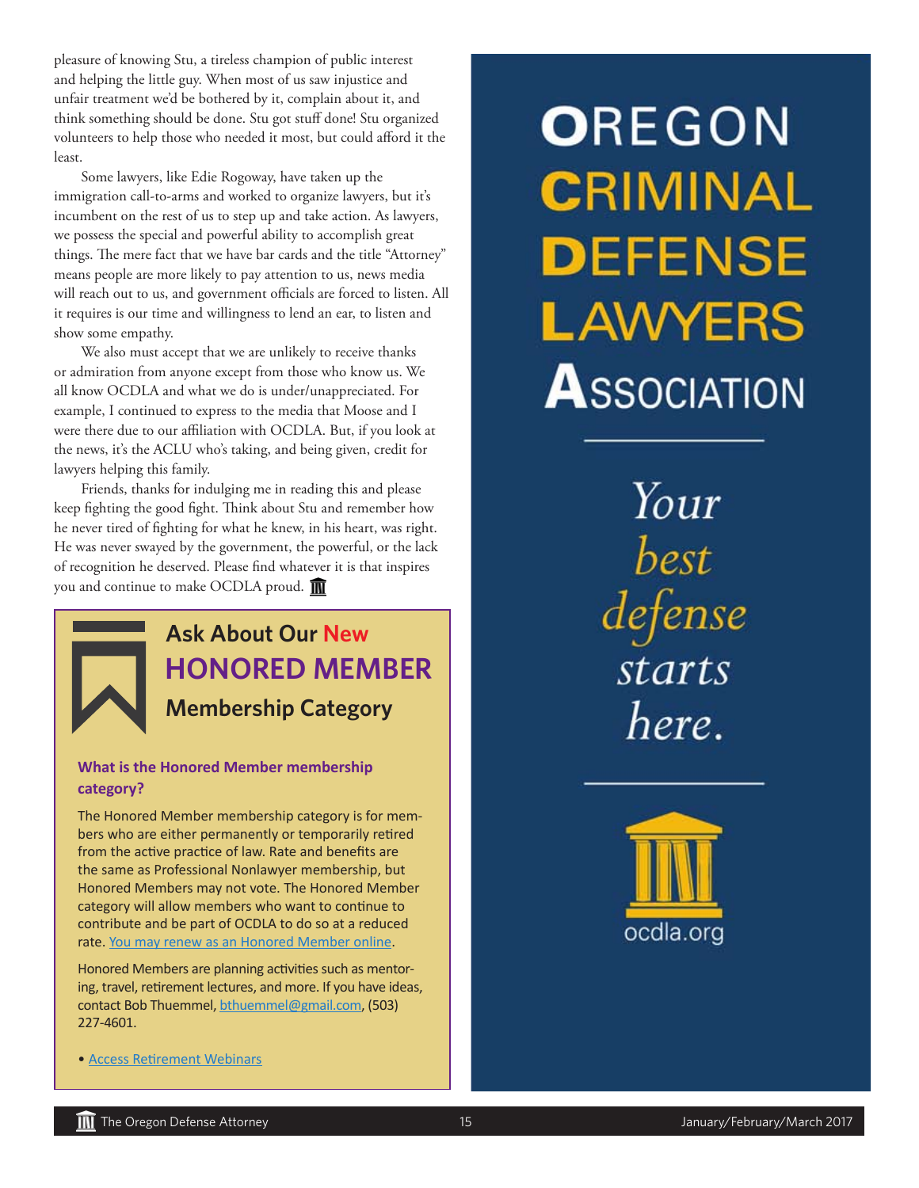pleasure of knowing Stu, a tireless champion of public interest and helping the little guy. When most of us saw injustice and unfair treatment we'd be bothered by it, complain about it, and think something should be done. Stu got stuff done! Stu organized volunteers to help those who needed it most, but could afford it the least.

Some lawyers, like Edie Rogoway, have taken up the immigration call-to-arms and worked to organize lawyers, but it's incumbent on the rest of us to step up and take action. As lawyers, we possess the special and powerful ability to accomplish great things. The mere fact that we have bar cards and the title "Attorney" means people are more likely to pay attention to us, news media will reach out to us, and government officials are forced to listen. All it requires is our time and willingness to lend an ear, to listen and show some empathy.

We also must accept that we are unlikely to receive thanks or admiration from anyone except from those who know us. We all know OCDLA and what we do is under/unappreciated. For example, I continued to express to the media that Moose and I were there due to our affiliation with OCDLA. But, if you look at the news, it's the ACLU who's taking, and being given, credit for lawyers helping this family.

Friends, thanks for indulging me in reading this and please keep fighting the good fight. Think about Stu and remember how he never tired of fighting for what he knew, in his heart, was right. He was never swayed by the government, the powerful, or the lack of recognition he deserved. Please find whatever it is that inspires you and continue to make OCDLA proud.

## Ask About Our New HONORED MEMBER Membership Category

**What is the Honored Member membership category?**

The Honored Member membership category is for members who are either permanently or temporarily retired from the active practice of law. Rate and benefits are the same as Professional Nonlawyer membership, but Honored Members may not vote. The Honored Member category will allow members who want to continue to contribute and be part of OCDLA to do so at a reduced rate. You may renew as an Honored Member online.

Honored Members are planning activities such as mentoring, travel, retirement lectures, and more. If you have ideas, contact Bob Thuemmel, bthuemmel@gmail.com, (503) 227-4601.

- Access Retirement Webinars

OREGON CRIMINAL DEFENSE LAWYERS ASSOCIATION

*Your best defense starts here.*

ocdla.org